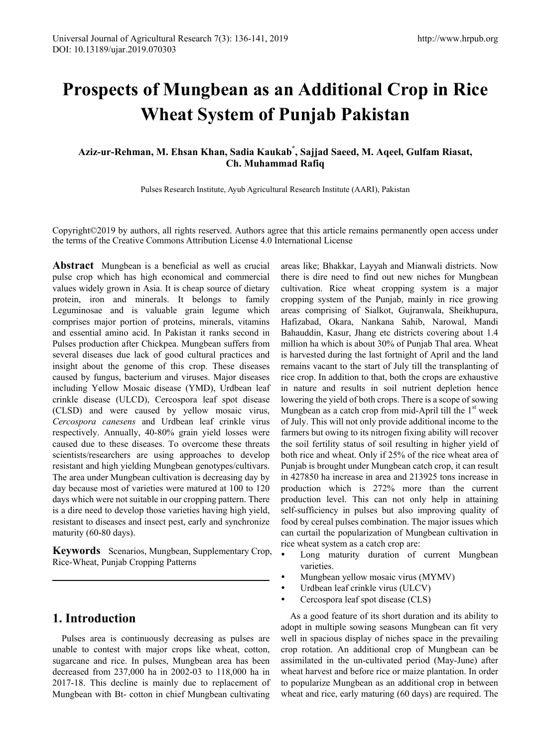# Prospects of Mungbean as an Additional Crop in Rice Wheat System of Punjab Pakistan

**Aziz-ur-Rehman, M. Ehsan Khan, Sadia Kaukab[*], Sajjad Saeed, M. Aqeel, Gulfam Riasat, Ch. Muhammad Rafiq**

Pulses Research Institute, Ayub Agricultural Research Institute (AARI), Pakistan

Copyright©2019 by authors, all rights reserved. Authors agree that this article remains permanently open access under the terms of the Creative Commons Attribution License 4.0 International License

**Abstract** Mungbean is a beneficial as well as crucial pulse crop which has high economical and commercial values widely grown in Asia. It is cheap source of dietary protein, iron and minerals. It belongs to family Leguminosae and is valuable grain legume which comprises major portion of proteins, minerals, vitamins and essential amino acid. In Pakistan it ranks second in Pulses production after Chickpea. Mungbean suffers from several diseases due lack of good cultural practices and insight about the genome of this crop. These diseases caused by fungus, bacterium and viruses. Major diseases including Yellow Mosaic disease (YMD), Urdbean leaf crinkle disease (ULCD), Cercospora leaf spot disease (CLSD) and were caused by yellow mosaic virus, *Cercospora canesens* and Urdbean leaf crinkle virus respectively. Annually, 40-80% grain yield losses were caused due to these diseases. To overcome these threats scientists/researchers are using approaches to develop resistant and high yielding Mungbean genotypes/cultivars. The area under Mungbean cultivation is decreasing day by day because most of varieties were matured at 100 to 120 days which were not suitable in our cropping pattern. There is a dire need to develop those varieties having high yield, resistant to diseases and insect pest, early and synchronize maturity (60-80 days).

**Keywords** Scenarios, Mungbean, Supplementary Crop, Rice-Wheat, Punjab Cropping Patterns

## 1. Introduction

Pulses area is continuously decreasing as pulses are unable to contest with major crops like wheat, cotton, sugarcane and rice. In pulses, Mungbean area has been decreased from 237,000 ha in 2002-03 to 118,000 ha in 2017-18. This decline is mainly due to replacement of Mungbean with Bt- cotton in chief Mungbean cultivating areas like; Bhakkar, Layyah and Mianwali districts. Now there is dire need to find out new niches for Mungbean cultivation. Rice wheat cropping system is a major cropping system of the Punjab, mainly in rice growing areas comprising of Sialkot, Gujranwala, Sheikhupura, Hafizabad, Okara, Nankana Sahib, Narowal, Mandi Bahauddin, Kasur, Jhang etc districts covering about 1.4 million ha which is about 30% of Punjab Thal area. Wheat is harvested during the last fortnight of April and the land remains vacant to the start of July till the transplanting of rice crop. In addition to that, both the crops are exhaustive in nature and results in soil nutrient depletion hence lowering the yield of both crops. There is a scope of sowing Mungbean as a catch crop from mid-April till the 1$^{st}$ week of July. This will not only provide additional income to the farmers but owing to its nitrogen fixing ability will recover the soil fertility status of soil resulting in higher yield of both rice and wheat. Only if 25% of the rice wheat area of Punjab is brought under Mungbean catch crop, it can result in 427850 ha increase in area and 213925 tons increase in production which is 272% more than the current production level. This can not only help in attaining self-sufficiency in pulses but also improving quality of food by cereal pulses combination. The major issues which can curtail the popularization of Mungbean cultivation in rice wheat system as a catch crop are:

- Long maturity duration of current Mungbean varieties.
- Mungbean yellow mosaic virus (MYMV)
- Urdbean leaf crinkle virus (ULCV)
- Cercospora leaf spot disease (CLS)

As a good feature of its short duration and its ability to adopt in multiple sowing seasons Mungbean can fit very well in spacious display of niches space in the prevailing crop rotation. An additional crop of Mungbean can be assimilated in the un-cultivated period (May-June) after wheat harvest and before rice or maize plantation. In order to popularize Mungbean as an additional crop in between wheat and rice, early maturing (60 days) are required. The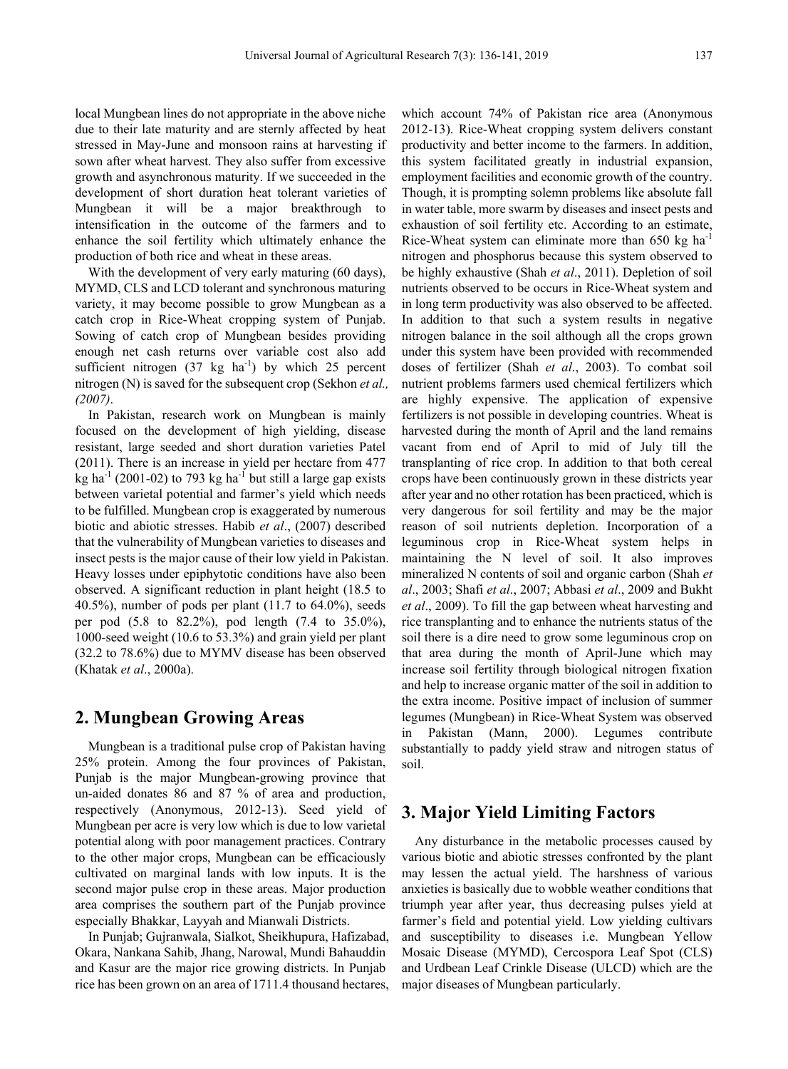local Mungbean lines do not appropriate in the above niche due to their late maturity and are sternly affected by heat stressed in May-June and monsoon rains at harvesting if sown after wheat harvest. They also suffer from excessive growth and asynchronous maturity. If we succeeded in the development of short duration heat tolerant varieties of Mungbean it will be a major breakthrough to intensification in the outcome of the farmers and to enhance the soil fertility which ultimately enhance the production of both rice and wheat in these areas.

With the development of very early maturing (60 days), MYMD, CLS and LCD tolerant and synchronous maturing variety, it may become possible to grow Mungbean as a catch crop in Rice-Wheat cropping system of Punjab. Sowing of catch crop of Mungbean besides providing enough net cash returns over variable cost also add sufficient nitrogen (37 kg $ha^{-1}$) by which 25 percent nitrogen (N) is saved for the subsequent crop (Sekhon *et al., (2007)*.

In Pakistan, research work on Mungbean is mainly focused on the development of high yielding, disease resistant, large seeded and short duration varieties Patel (2011). There is an increase in yield per hectare from 477 kg $ha^{-1}$ (2001-02) to 793 kg $ha^{-1}$ but still a large gap exists between varietal potential and farmer's yield which needs to be fulfilled. Mungbean crop is exaggerated by numerous biotic and abiotic stresses. Habib *et al*., (2007) described that the vulnerability of Mungbean varieties to diseases and insect pests is the major cause of their low yield in Pakistan. Heavy losses under epiphytotic conditions have also been observed. A significant reduction in plant height (18.5 to 40.5%), number of pods per plant (11.7 to 64.0%), seeds per pod (5.8 to 82.2%), pod length (7.4 to 35.0%), 1000-seed weight (10.6 to 53.3%) and grain yield per plant (32.2 to 78.6%) due to MYMV disease has been observed (Khatak *et al*., 2000a).

## 2. Mungbean Growing Areas

Mungbean is a traditional pulse crop of Pakistan having 25% protein. Among the four provinces of Pakistan, Punjab is the major Mungbean-growing province that un-aided donates 86 and 87 % of area and production, respectively (Anonymous, 2012-13). Seed yield of Mungbean per acre is very low which is due to low varietal potential along with poor management practices. Contrary to the other major crops, Mungbean can be efficaciously cultivated on marginal lands with low inputs. It is the second major pulse crop in these areas. Major production area comprises the southern part of the Punjab province especially Bhakkar, Layyah and Mianwali Districts.

In Punjab; Gujranwala, Sialkot, Sheikhupura, Hafizabad, Okara, Nankana Sahib, Jhang, Narowal, Mundi Bahauddin and Kasur are the major rice growing districts. In Punjab rice has been grown on an area of 1711.4 thousand hectares, which account 74% of Pakistan rice area (Anonymous 2012-13). Rice-Wheat cropping system delivers constant productivity and better income to the farmers. In addition, this system facilitated greatly in industrial expansion, employment facilities and economic growth of the country. Though, it is prompting solemn problems like absolute fall in water table, more swarm by diseases and insect pests and exhaustion of soil fertility etc. According to an estimate, Rice-Wheat system can eliminate more than 650 kg $ha^{-1}$ nitrogen and phosphorus because this system observed to be highly exhaustive (Shah *et al*., 2011). Depletion of soil nutrients observed to be occurs in Rice-Wheat system and in long term productivity was also observed to be affected. In addition to that such a system results in negative nitrogen balance in the soil although all the crops grown under this system have been provided with recommended doses of fertilizer (Shah *et al*., 2003). To combat soil nutrient problems farmers used chemical fertilizers which are highly expensive. The application of expensive fertilizers is not possible in developing countries. Wheat is harvested during the month of April and the land remains vacant from end of April to mid of July till the transplanting of rice crop. In addition to that both cereal crops have been continuously grown in these districts year after year and no other rotation has been practiced, which is very dangerous for soil fertility and may be the major reason of soil nutrients depletion. Incorporation of a leguminous crop in Rice-Wheat system helps in maintaining the N level of soil. It also improves mineralized N contents of soil and organic carbon (Shah *et al*., 2003; Shafi *et al*., 2007; Abbasi *et al*., 2009 and Bukht *et al*., 2009). To fill the gap between wheat harvesting and rice transplanting and to enhance the nutrients status of the soil there is a dire need to grow some leguminous crop on that area during the month of April-June which may increase soil fertility through biological nitrogen fixation and help to increase organic matter of the soil in addition to the extra income. Positive impact of inclusion of summer legumes (Mungbean) in Rice-Wheat System was observed in Pakistan (Mann, 2000). Legumes contribute substantially to paddy yield straw and nitrogen status of soil.

## 3. Major Yield Limiting Factors

Any disturbance in the metabolic processes caused by various biotic and abiotic stresses confronted by the plant may lessen the actual yield. The harshness of various anxieties is basically due to wobble weather conditions that triumph year after year, thus decreasing pulses yield at farmer's field and potential yield. Low yielding cultivars and susceptibility to diseases i.e. Mungbean Yellow Mosaic Disease (MYMD), Cercospora Leaf Spot (CLS) and Urdbean Leaf Crinkle Disease (ULCD) which are the major diseases of Mungbean particularly.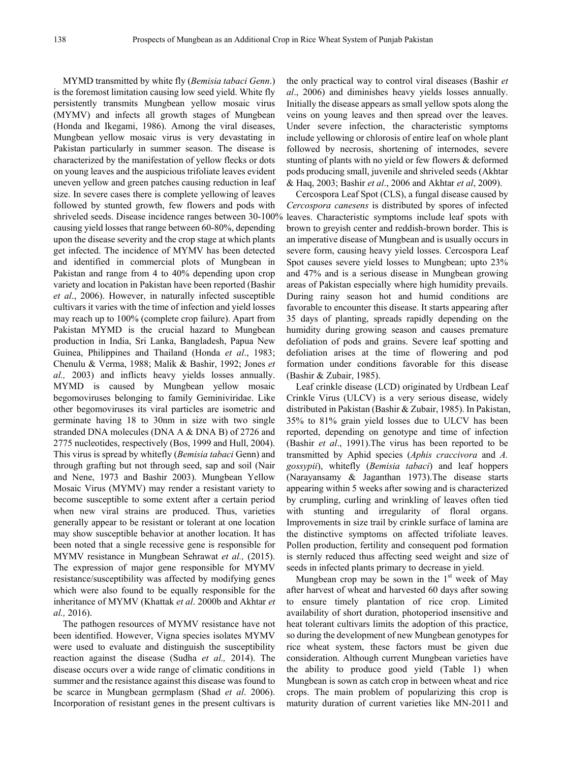MYMD transmitted by white fly (*Bemisia tabaci Genn*.) is the foremost limitation causing low seed yield. White fly persistently transmits Mungbean yellow mosaic virus (MYMV) and infects all growth stages of Mungbean (Honda and Ikegami, 1986). Among the viral diseases, Mungbean yellow mosaic virus is very devastating in Pakistan particularly in summer season. The disease is characterized by the manifestation of yellow flecks or dots on young leaves and the auspicious trifoliate leaves evident uneven yellow and green patches causing reduction in leaf size. In severe cases there is complete yellowing of leaves followed by stunted growth, few flowers and pods with shriveled seeds. Disease incidence ranges between 30-100% causing yield losses that range between 60-80%, depending upon the disease severity and the crop stage at which plants get infected. The incidence of MYMV has been detected and identified in commercial plots of Mungbean in Pakistan and range from 4 to 40% depending upon crop variety and location in Pakistan have been reported (Bashir *et al*., 2006). However, in naturally infected susceptible cultivars it varies with the time of infection and yield losses may reach up to 100% (complete crop failure). Apart from Pakistan MYMD is the crucial hazard to Mungbean production in India, Sri Lanka, Bangladesh, Papua New Guinea, Philippines and Thailand (Honda *et al*., 1983; Chenulu & Verma, 1988; Malik & Bashir, 1992; Jones *et al.,* 2003) and inflicts heavy yields losses annually. MYMD is caused by Mungbean yellow mosaic begomoviruses belonging to family Geminiviridae. Like other begomoviruses its viral particles are isometric and germinate having 18 to 30nm in size with two single stranded DNA molecules (DNA A & DNA B) of 2726 and 2775 nucleotides, respectively (Bos, 1999 and Hull, 2004). This virus is spread by whitefly (*Bemisia tabaci* Genn) and through grafting but not through seed, sap and soil (Nair and Nene, 1973 and Bashir 2003). Mungbean Yellow Mosaic Virus (MYMV) may render a resistant variety to become susceptible to some extent after a certain period when new viral strains are produced. Thus, varieties generally appear to be resistant or tolerant at one location may show susceptible behavior at another location. It has been noted that a single recessive gene is responsible for MYMV resistance in Mungbean Sehrawat *et al.,* (2015). The expression of major gene responsible for MYMV resistance/susceptibility was affected by modifying genes which were also found to be equally responsible for the inheritance of MYMV (Khattak *et al*. 2000b and Akhtar *et al.,* 2016).

The pathogen resources of MYMV resistance have not been identified. However, Vigna species isolates MYMV were used to evaluate and distinguish the susceptibility reaction against the disease (Sudha *et al.,* 2014). The disease occurs over a wide range of climatic conditions in summer and the resistance against this disease was found to be scarce in Mungbean germplasm (Shad *et al*. 2006). Incorporation of resistant genes in the present cultivars is the only practical way to control viral diseases (Bashir *et al*., 2006) and diminishes heavy yields losses annually. Initially the disease appears as small yellow spots along the veins on young leaves and then spread over the leaves. Under severe infection, the characteristic symptoms include yellowing or chlorosis of entire leaf on whole plant followed by necrosis, shortening of internodes, severe stunting of plants with no yield or few flowers & deformed pods producing small, juvenile and shriveled seeds (Akhtar & Haq, 2003; Bashir *et al*., 2006 and Akhtar *et al*, 2009).

Cercospora Leaf Spot (CLS), a fungal disease caused by *Cercospora canesens* is distributed by spores of infected leaves. Characteristic symptoms include leaf spots with brown to greyish center and reddish-brown border. This is an imperative disease of Mungbean and is usually occurs in severe form, causing heavy yield losses. Cercospora Leaf Spot causes severe yield losses to Mungbean; upto 23% and 47% and is a serious disease in Mungbean growing areas of Pakistan especially where high humidity prevails. During rainy season hot and humid conditions are favorable to encounter this disease. It starts appearing after 35 days of planting, spreads rapidly depending on the humidity during growing season and causes premature defoliation of pods and grains. Severe leaf spotting and defoliation arises at the time of flowering and pod formation under conditions favorable for this disease (Bashir & Zubair, 1985).

Leaf crinkle disease (LCD) originated by Urdbean Leaf Crinkle Virus (ULCV) is a very serious disease, widely distributed in Pakistan (Bashir & Zubair, 1985). In Pakistan, 35% to 81% grain yield losses due to ULCV has been reported, depending on genotype and time of infection (Bashir *et al*., 1991).The virus has been reported to be transmitted by Aphid species (*Aphis craccivora* and *A. gossypii*), whitefly (*Bemisia tabaci*) and leaf hoppers (Narayansamy & Jaganthan 1973).The disease starts appearing within 5 weeks after sowing and is characterized by crumpling, curling and wrinkling of leaves often tied with stunting and irregularity of floral organs. Improvements in size trail by crinkle surface of lamina are the distinctive symptoms on affected trifoliate leaves. Pollen production, fertility and consequent pod formation is sternly reduced thus affecting seed weight and size of seeds in infected plants primary to decrease in yield.

Mungbean crop may be sown in the 1st week of May after harvest of wheat and harvested 60 days after sowing to ensure timely plantation of rice crop. Limited availability of short duration, photoperiod insensitive and heat tolerant cultivars limits the adoption of this practice, so during the development of new Mungbean genotypes for rice wheat system, these factors must be given due consideration. Although current Mungbean varieties have the ability to produce good yield (Table 1) when Mungbean is sown as catch crop in between wheat and rice crops. The main problem of popularizing this crop is maturity duration of current varieties like MN-2011 and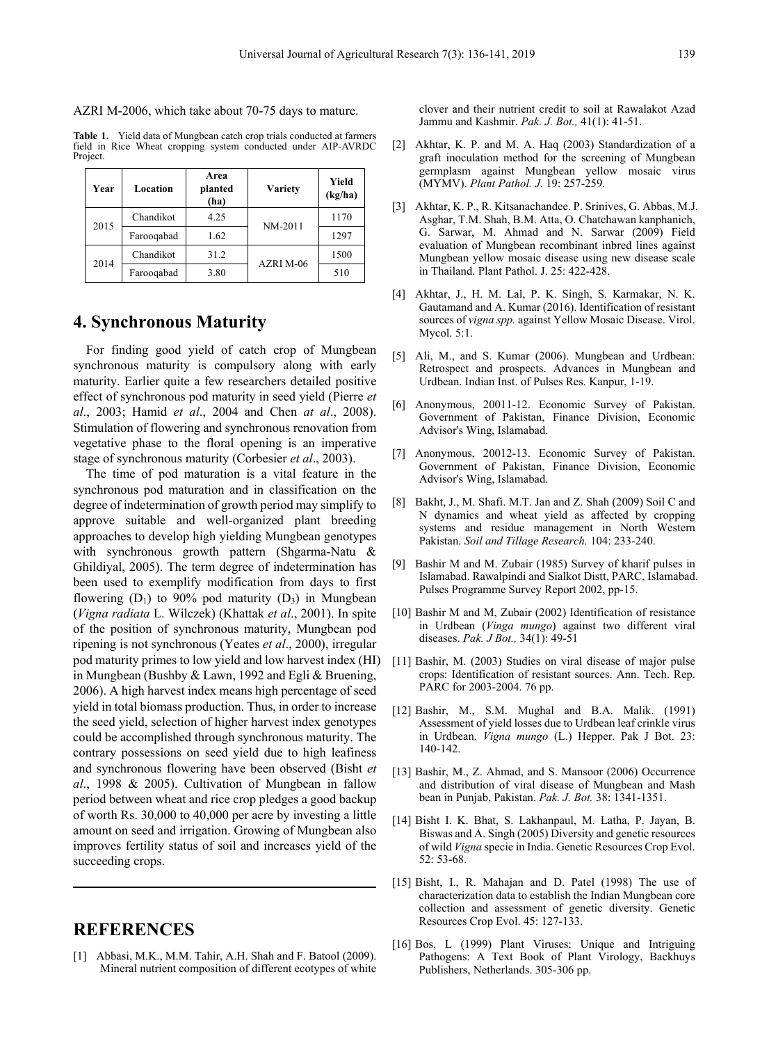AZRI M-2006, which take about 70-75 days to mature.

**Table 1.** Yield data of Mungbean catch crop trials conducted at farmers field in Rice Wheat cropping system conducted under AIP-AVRDC Project.

| Year | Location | Area planted (ha) | Variety | Yield (kg/ha) |
|---|---|---|---|---|
| 2015 | Chandikot | 4.25 | NM-2011 | 1170 |
| | Farooqabad | 1.62 | | 1297 |
| 2014 | Chandikot | 31.2 | AZRI M-06 | 1500 |
| | Farooqabad | 3.80 | | 510 |

## 4. Synchronous Maturity

For finding good yield of catch crop of Mungbean synchronous maturity is compulsory along with early maturity. Earlier quite a few researchers detailed positive effect of synchronous pod maturity in seed yield (Pierre *et al*., 2003; Hamid *et al*., 2004 and Chen *at al*., 2008). Stimulation of flowering and synchronous renovation from vegetative phase to the floral opening is an imperative stage of synchronous maturity (Corbesier *et al*., 2003).

The time of pod maturation is a vital feature in the synchronous pod maturation and in classification on the degree of indetermination of growth period may simplify to approve suitable and well-organized plant breeding approaches to develop high yielding Mungbean genotypes with synchronous growth pattern (Shgarma-Natu & Ghildiyal, 2005). The term degree of indetermination has been used to exemplify modification from days to first flowering ($D_1$) to 90% pod maturity ($D_3$) in Mungbean (*Vigna radiata* L. Wilczek) (Khattak *et al*., 2001). In spite of the position of synchronous maturity, Mungbean pod ripening is not synchronous (Yeates *et al*., 2000), irregular pod maturity primes to low yield and low harvest index (HI) in Mungbean (Bushby & Lawn, 1992 and Egli & Bruening, 2006). A high harvest index means high percentage of seed yield in total biomass production. Thus, in order to increase the seed yield, selection of higher harvest index genotypes could be accomplished through synchronous maturity. The contrary possessions on seed yield due to high leafiness and synchronous flowering have been observed (Bisht *et al*., 1998 & 2005). Cultivation of Mungbean in fallow period between wheat and rice crop pledges a good backup of worth Rs. 30,000 to 40,000 per acre by investing a little amount on seed and irrigation. Growing of Mungbean also improves fertility status of soil and increases yield of the succeeding crops.

## REFERENCES

[1] Abbasi, M.K., M.M. Tahir, A.H. Shah and F. Batool (2009). Mineral nutrient composition of different ecotypes of white clover and their nutrient credit to soil at Rawalakot Azad Jammu and Kashmir. *Pak. J. Bot.,* 41(1): 41-51.

[2] Akhtar, K. P. and M. A. Haq (2003) Standardization of a graft inoculation method for the screening of Mungbean germplasm against Mungbean yellow mosaic virus (MYMV). *Plant Pathol. J*. 19: 257-259.

[3] Akhtar, K. P., R. Kitsanachandee. P. Srinives, G. Abbas, M.J. Asghar, T.M. Shah, B.M. Atta, O. Chatchawan kanphanich, G. Sarwar, M. Ahmad and N. Sarwar (2009) Field evaluation of Mungbean recombinant inbred lines against Mungbean yellow mosaic disease using new disease scale in Thailand. Plant Pathol. J. 25: 422-428.

[4] Akhtar, J., H. M. Lal, P. K. Singh, S. Karmakar, N. K. Gautamand and A. Kumar (2016). Identification of resistant sources of *vigna spp.* against Yellow Mosaic Disease. Virol. Mycol. 5:1.

[5] Ali, M., and S. Kumar (2006). Mungbean and Urdbean: Retrospect and prospects. Advances in Mungbean and Urdbean. Indian Inst. of Pulses Res. Kanpur, 1-19.

[6] Anonymous, 20011-12. Economic Survey of Pakistan. Government of Pakistan, Finance Division, Economic Advisor's Wing, Islamabad.

[7] Anonymous, 20012-13. Economic Survey of Pakistan. Government of Pakistan, Finance Division, Economic Advisor's Wing, Islamabad.

[8] Bakht, J., M. Shafi. M.T. Jan and Z. Shah (2009) Soil C and N dynamics and wheat yield as affected by cropping systems and residue management in North Western Pakistan. *Soil and Tillage Research.* 104: 233-240.

[9] Bashir M and M. Zubair (1985) Survey of kharif pulses in Islamabad. Rawalpindi and Sialkot Distt, PARC, Islamabad. Pulses Programme Survey Report 2002, pp-15.

[10] Bashir M and M, Zubair (2002) Identification of resistance in Urdbean (*Vinga mungo*) against two different viral diseases. *Pak. J Bot.,* 34(1): 49-51

[11] Bashir, M. (2003) Studies on viral disease of major pulse crops: Identification of resistant sources. Ann. Tech. Rep. PARC for 2003-2004. 76 pp.

[12] Bashir, M., S.M. Mughal and B.A. Malik. (1991) Assessment of yield losses due to Urdbean leaf crinkle virus in Urdbean, *Vigna mungo* (L.) Hepper. Pak J Bot. 23: 140-142.

[13] Bashir, M., Z. Ahmad, and S. Mansoor (2006) Occurrence and distribution of viral disease of Mungbean and Mash bean in Punjab, Pakistan. *Pak. J. Bot.* 38: 1341-1351.

[14] Bisht I. K. Bhat, S. Lakhanpaul, M. Latha, P. Jayan, B. Biswas and A. Singh (2005) Diversity and genetic resources of wild *Vigna* specie in India. Genetic Resources Crop Evol. 52: 53-68.

[15] Bisht, I., R. Mahajan and D. Patel (1998) The use of characterization data to establish the Indian Mungbean core collection and assessment of genetic diversity. Genetic Resources Crop Evol. 45: 127-133.

[16] Bos, L (1999) Plant Viruses: Unique and Intriguing Pathogens: A Text Book of Plant Virology, Backhuys Publishers, Netherlands. 305-306 pp.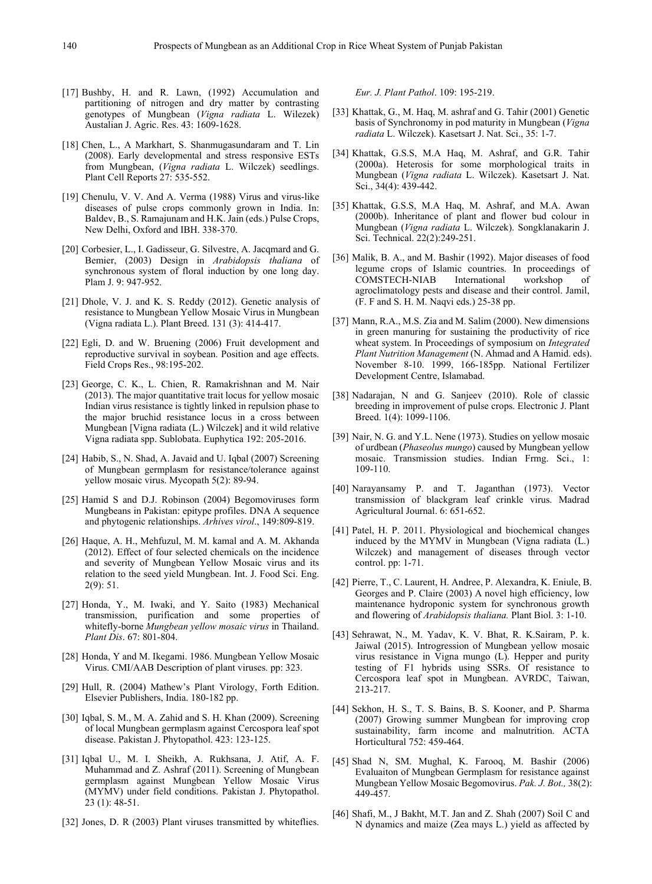[17] Bushby, H. and R. Lawn, (1992) Accumulation and partitioning of nitrogen and dry matter by contrasting genotypes of Mungbean (*Vigna radiata* L. Wilezek) Austalian J. Agric. Res. 43: 1609-1628.

[18] Chen, L., A Markhart, S. Shanmugasundaram and T. Lin (2008). Early developmental and stress responsive ESTs from Mungbean, (*Vigna radiata* L. Wilczek) seedlings. Plant Cell Reports 27: 535-552.

[19] Chenulu, V. V. And A. Verma (1988) Virus and virus-like diseases of pulse crops commonly grown in India. In: Baldev, B., S. Ramajunam and H.K. Jain (eds.) Pulse Crops, New Delhi, Oxford and IBH. 338-370.

[20] Corbesier, L., I. Gadisseur, G. Silvestre, A. Jacqmard and G. Bemier, (2003) Design in *Arabidopsis thaliana* of synchronous system of floral induction by one long day. Plam J. 9: 947-952.

[21] Dhole, V. J. and K. S. Reddy (2012). Genetic analysis of resistance to Mungbean Yellow Mosaic Virus in Mungbean (Vigna radiata L.). Plant Breed. 131 (3): 414-417.

[22] Egli, D. and W. Bruening (2006) Fruit development and reproductive survival in soybean. Position and age effects. Field Crops Res., 98:195-202.

[23] George, C. K., L. Chien, R. Ramakrishnan and M. Nair (2013). The major quantitative trait locus for yellow mosaic Indian virus resistance is tightly linked in repulsion phase to the major bruchid resistance locus in a cross between Mungbean [Vigna radiata (L.) Wilczek] and it wild relative Vigna radiata spp. Sublobata. Euphytica 192: 205-2016.

[24] Habib, S., N. Shad, A. Javaid and U. Iqbal (2007) Screening of Mungbean germplasm for resistance/tolerance against yellow mosaic virus. Mycopath 5(2): 89-94.

[25] Hamid S and D.J. Robinson (2004) Begomoviruses form Mungbeans in Pakistan: epitype profiles. DNA A sequence and phytogenic relationships. *Arhives virol*., 149:809-819.

[26] Haque, A. H., Mehfuzul, M. M. kamal and A. M. Akhanda (2012). Effect of four selected chemicals on the incidence and severity of Mungbean Yellow Mosaic virus and its relation to the seed yield Mungbean. Int. J. Food Sci. Eng. 2(9): 51.

[27] Honda, Y., M. Iwaki, and Y. Saito (1983) Mechanical transmission, purification and some properties of whitefly-borne *Mungbean yellow mosaic virus* in Thailand. *Plant Dis*. 67: 801-804.

[28] Honda, Y and M. Ikegami. 1986. Mungbean Yellow Mosaic Virus. CMI/AAB Description of plant viruses. pp: 323.

[29] Hull, R. (2004) Mathew's Plant Virology, Forth Edition. Elsevier Publishers, India. 180-182 pp.

[30] Iqbal, S. M., M. A. Zahid and S. H. Khan (2009). Screening of local Mungbean germplasm against Cercospora leaf spot disease. Pakistan J. Phytopathol. 423: 123-125.

[31] Iqbal U., M. I. Sheikh, A. Rukhsana, J. Atif, A. F. Muhammad and Z. Ashraf (2011). Screening of Mungbean germplasm against Mungbean Yellow Mosaic Virus (MYMV) under field conditions. Pakistan J. Phytopathol. 23 (1): 48-51.

[32] Jones, D. R (2003) Plant viruses transmitted by whiteflies. *Eur. J. Plant Pathol*. 109: 195-219.

[33] Khattak, G., M. Haq, M. ashraf and G. Tahir (2001) Genetic basis of Synchronomy in pod maturity in Mungbean (*Vigna radiata* L. Wilczek). Kasetsart J. Nat. Sci., 35: 1-7.

[34] Khattak, G.S.S, M.A Haq, M. Ashraf, and G.R. Tahir (2000a). Heterosis for some morphological traits in Mungbean (*Vigna radiata* L. Wilczek). Kasetsart J. Nat. Sci., 34(4): 439-442.

[35] Khattak, G.S.S, M.A Haq, M. Ashraf, and M.A. Awan (2000b). Inheritance of plant and flower bud colour in Mungbean (*Vigna radiata* L. Wilczek). Songklanakarin J. Sci. Technical. 22(2):249-251.

[36] Malik, B. A., and M. Bashir (1992). Major diseases of food legume crops of Islamic countries. In proceedings of COMSTECH-NIAB International workshop of agroclimatology pests and disease and their control. Jamil, (F. F and S. H. M. Naqvi eds.) 25-38 pp.

[37] Mann, R.A., M.S. Zia and M. Salim (2000). New dimensions in green manuring for sustaining the productivity of rice wheat system. In Proceedings of symposium on *Integrated Plant Nutrition Management* (N. Ahmad and A Hamid. eds). November 8-10. 1999, 166-185pp. National Fertilizer Development Centre, Islamabad.

[38] Nadarajan, N and G. Sanjeev (2010). Role of classic breeding in improvement of pulse crops. Electronic J. Plant Breed. 1(4): 1099-1106.

[39] Nair, N. G. and Y.L. Nene (1973). Studies on yellow mosaic of urdbean (*Phaseolus mungo*) caused by Mungbean yellow mosaic. Transmission studies. Indian Frmg. Sci., 1: 109-110.

[40] Narayansamy P. and T. Jaganthan (1973). Vector transmission of blackgram leaf crinkle virus. Madrad Agricultural Journal. 6: 651-652.

[41] Patel, H. P. 2011. Physiological and biochemical changes induced by the MYMV in Mungbean (Vigna radiata (L.) Wilczek) and management of diseases through vector control. pp: 1-71.

[42] Pierre, T., C. Laurent, H. Andree, P. Alexandra, K. Eniule, B. Georges and P. Claire (2003) A novel high efficiency, low maintenance hydroponic system for synchronous growth and flowering of *Arabidopsis thaliana.* Plant Biol. 3: 1-10.

[43] Sehrawat, N., M. Yadav, K. V. Bhat, R. K.Sairam, P. k. Jaiwal (2015). Introgression of Mungbean yellow mosaic virus resistance in Vigna mungo (L). Hepper and purity testing of F1 hybrids using SSRs. Of resistance to Cercospora leaf spot in Mungbean. AVRDC, Taiwan, 213-217.

[44] Sekhon, H. S., T. S. Bains, B. S. Kooner, and P. Sharma (2007) Growing summer Mungbean for improving crop sustainability, farm income and malnutrition. ACTA Horticultural 752: 459-464.

[45] Shad N, SM. Mughal, K. Farooq, M. Bashir (2006) Evaluaiton of Mungbean Germplasm for resistance against Mungbean Yellow Mosaic Begomovirus. *Pak. J. Bot.,* 38(2): 449-457.

[46] Shafi, M., J Bakht, M.T. Jan and Z. Shah (2007) Soil C and N dynamics and maize (Zea mays L.) yield as affected by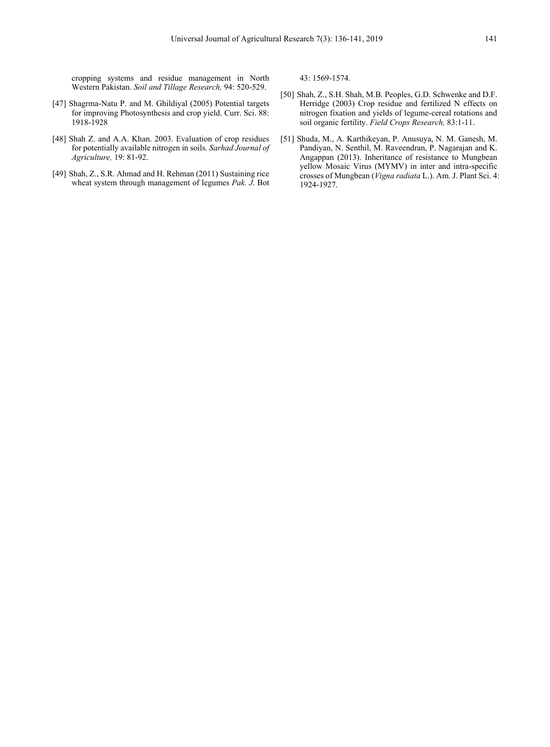cropping systems and residue management in North Western Pakistan. *Soil and Tillage Research,* 94: 520-529.

[47] Shagrma-Natu P. and M. Ghildiyal (2005) Potential targets for improving Photosynthesis and crop yield. Curr. Sci. 88: 1918-1928

[48] Shah Z. and A.A. Khan. 2003. Evaluation of crop residues for potentially available nitrogen in soils. *Sarhad Journal of Agriculture,* 19: 81-92.

[49] Shah, Z., S.R. Ahmad and H. Rehman (2011) Sustaining rice wheat system through management of legumes *Pak. J.* Bot 43: 1569-1574.

[50] Shah, Z., S.H. Shah, M.B. Peoples, G.D. Schwenke and D.F. Herridge (2003) Crop residue and fertilized N effects on nitrogen fixation and yields of legume-cereal rotations and soil organic fertility. *Field Crops Research,* 83:1-11.

[51] Shuda, M., A. Karthikeyan, P. Anusuya, N. M. Ganesh, M. Pandiyan, N. Senthil, M. Raveendran, P. Nagarajan and K. Angappan (2013). Inheritance of resistance to Mungbean yellow Mosaic Virus (MYMV) in inter and intra-specific crosses of Mungbean (*Vigna radiata* L.). Am. J. Plant Sci. 4: 1924-1927.